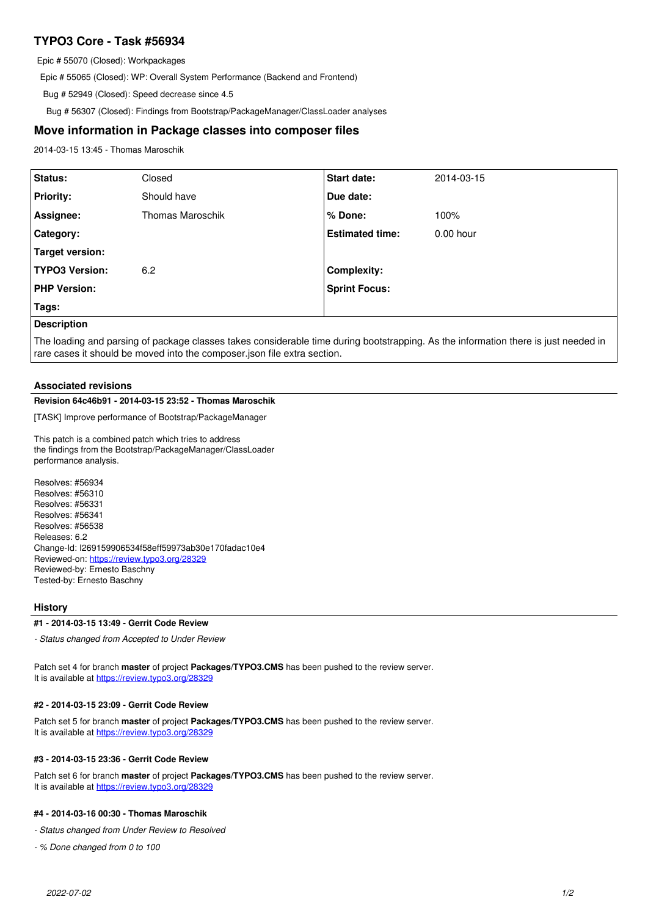# TYPO3 Core - Task #56934

Epic # 55070 (Closed): Workpackages

Epic # 55065 (Closed): WP: Overall System Performance (Backend and Frontend)

Bug # 52949 (Closed): Speed decrease since 4.5

Bug # 56307 (Closed): Findings from Bootstrap/PackageManager/ClassLoader analyses

## Move information in Package classes into composer files

2014-03-15 13:45 - Thomas Maroschik

| | | | |
|---|---|---|---|
| **Status:** | Closed | **Start date:** | 2014-03-15 |
| **Priority:** | Should have | **Due date:** | |
| **Assignee:** | Thomas Maroschik | **% Done:** | 100% |
| **Category:** | | **Estimated time:** | 0.00 hour |
| **Target version:** | | | |
| **TYPO3 Version:** | 6.2 | **Complexity:** | |
| **PHP Version:** | | **Sprint Focus:** | |
| **Tags:** | | | |

**Description**

The loading and parsing of package classes takes considerable time during bootstrapping. As the information there is just needed in rare cases it should be moved into the composer.json file extra section.

### Associated revisions

**Revision 64c46b91 - 2014-03-15 23:52 - Thomas Maroschik**

[TASK] Improve performance of Bootstrap/PackageManager

This patch is a combined patch which tries to address
the findings from the Bootstrap/PackageManager/ClassLoader
performance analysis.

Resolves: #56934
Resolves: #56310
Resolves: #56331
Resolves: #56341
Resolves: #56538
Releases: 6.2
Change-Id: I269159906534f58eff59973ab30e170fadac10e4
Reviewed-on: https://review.typo3.org/28329
Reviewed-by: Ernesto Baschny
Tested-by: Ernesto Baschny

### History

**#1 - 2014-03-15 13:49 - Gerrit Code Review**

*- Status changed from Accepted to Under Review*

Patch set 4 for branch **master** of project **Packages/TYPO3.CMS** has been pushed to the review server.
It is available at https://review.typo3.org/28329

**#2 - 2014-03-15 23:09 - Gerrit Code Review**

Patch set 5 for branch **master** of project **Packages/TYPO3.CMS** has been pushed to the review server.
It is available at https://review.typo3.org/28329

**#3 - 2014-03-15 23:36 - Gerrit Code Review**

Patch set 6 for branch **master** of project **Packages/TYPO3.CMS** has been pushed to the review server.
It is available at https://review.typo3.org/28329

**#4 - 2014-03-16 00:30 - Thomas Maroschik**

*- Status changed from Under Review to Resolved*

*- % Done changed from 0 to 100*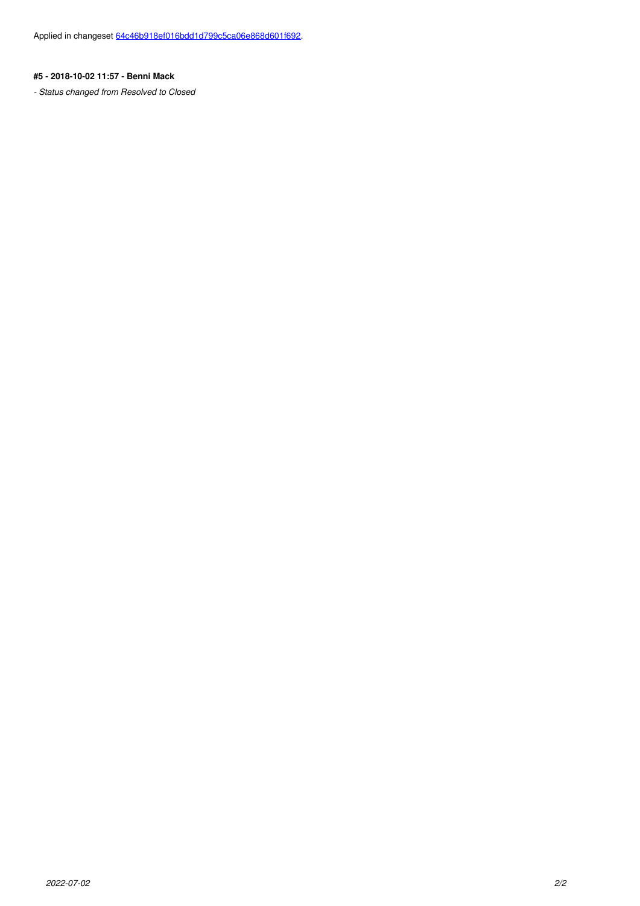Applied in changeset 64c46b918ef016bdd1d799c5ca06e868d601f692.

**#5 - 2018-10-02 11:57 - Benni Mack**

*- Status changed from Resolved to Closed*